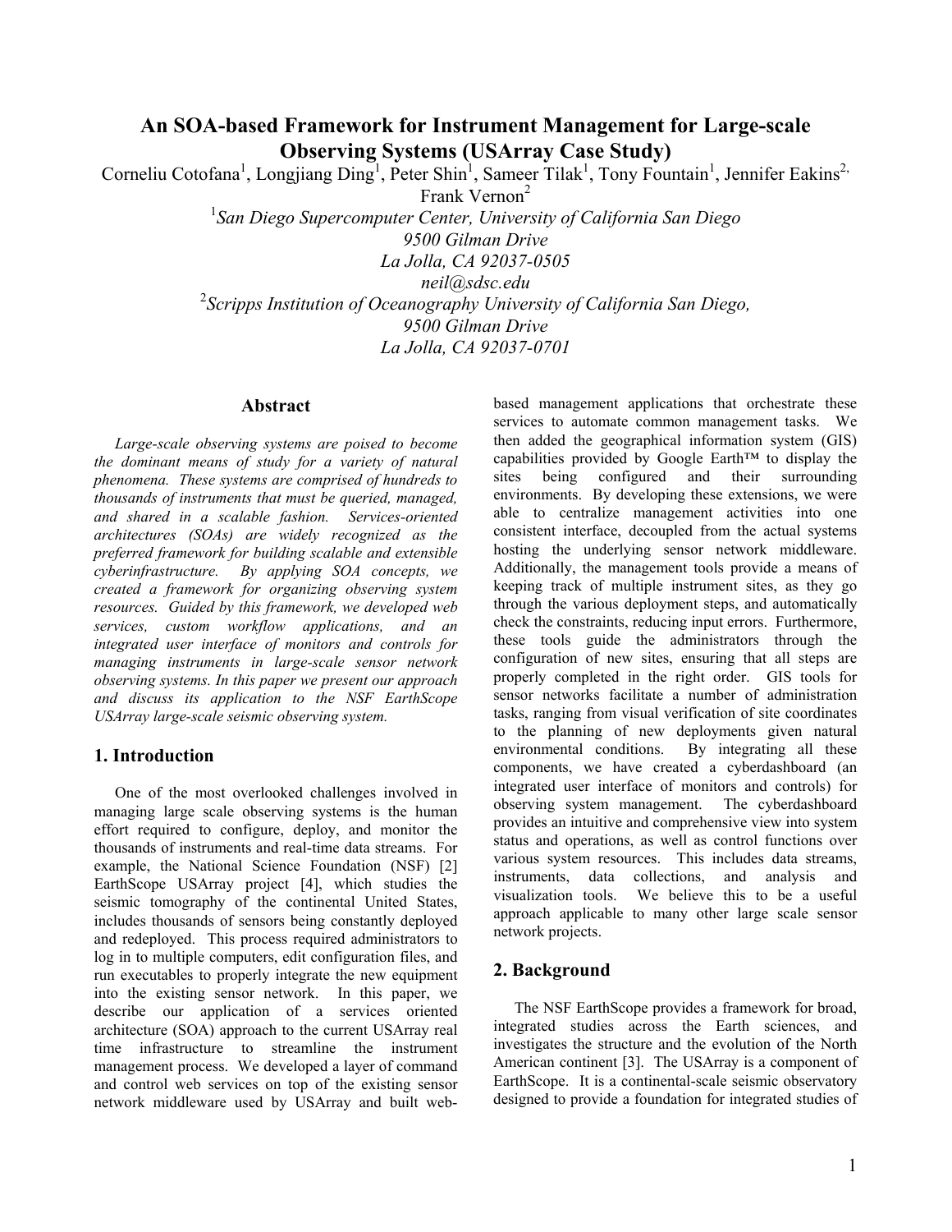# An SOA-based Framework for Instrument Management for Large-scale Observing Systems (USArray Case Study)

Corneliu Cotofana[1], Longjiang Ding[1], Peter Shin[1], Sameer Tilak[1], Tony Fountain[1], Jennifer Eakins[2], Frank Vernon[2]

[1]*San Diego Supercomputer Center, University of California San Diego*
*9500 Gilman Drive*
*La Jolla, CA 92037-0505*
*neil@sdsc.edu*

[2]*Scripps Institution of Oceanography University of California San Diego,*
*9500 Gilman Drive*
*La Jolla, CA 92037-0701*

## Abstract

*Large-scale observing systems are poised to become the dominant means of study for a variety of natural phenomena. These systems are comprised of hundreds to thousands of instruments that must be queried, managed, and shared in a scalable fashion. Services-oriented architectures (SOAs) are widely recognized as the preferred framework for building scalable and extensible cyberinfrastructure. By applying SOA concepts, we created a framework for organizing observing system resources. Guided by this framework, we developed web services, custom workflow applications, and an integrated user interface of monitors and controls for managing instruments in large-scale sensor network observing systems. In this paper we present our approach and discuss its application to the NSF EarthScope USArray large-scale seismic observing system.*

## 1. Introduction

One of the most overlooked challenges involved in managing large scale observing systems is the human effort required to configure, deploy, and monitor the thousands of instruments and real-time data streams. For example, the National Science Foundation (NSF) [2] EarthScope USArray project [4], which studies the seismic tomography of the continental United States, includes thousands of sensors being constantly deployed and redeployed. This process required administrators to log in to multiple computers, edit configuration files, and run executables to properly integrate the new equipment into the existing sensor network. In this paper, we describe our application of a services oriented architecture (SOA) approach to the current USArray real time infrastructure to streamline the instrument management process. We developed a layer of command and control web services on top of the existing sensor network middleware used by USArray and built web-based management applications that orchestrate these services to automate common management tasks. We then added the geographical information system (GIS) capabilities provided by Google Earth™ to display the sites being configured and their surrounding environments. By developing these extensions, we were able to centralize management activities into one consistent interface, decoupled from the actual systems hosting the underlying sensor network middleware. Additionally, the management tools provide a means of keeping track of multiple instrument sites, as they go through the various deployment steps, and automatically check the constraints, reducing input errors. Furthermore, these tools guide the administrators through the configuration of new sites, ensuring that all steps are properly completed in the right order. GIS tools for sensor networks facilitate a number of administration tasks, ranging from visual verification of site coordinates to the planning of new deployments given natural environmental conditions. By integrating all these components, we have created a cyberdashboard (an integrated user interface of monitors and controls) for observing system management. The cyberdashboard provides an intuitive and comprehensive view into system status and operations, as well as control functions over various system resources. This includes data streams, instruments, data collections, and analysis and visualization tools. We believe this to be a useful approach applicable to many other large scale sensor network projects.

## 2. Background

The NSF EarthScope provides a framework for broad, integrated studies across the Earth sciences, and investigates the structure and the evolution of the North American continent [3]. The USArray is a component of EarthScope. It is a continental-scale seismic observatory designed to provide a foundation for integrated studies of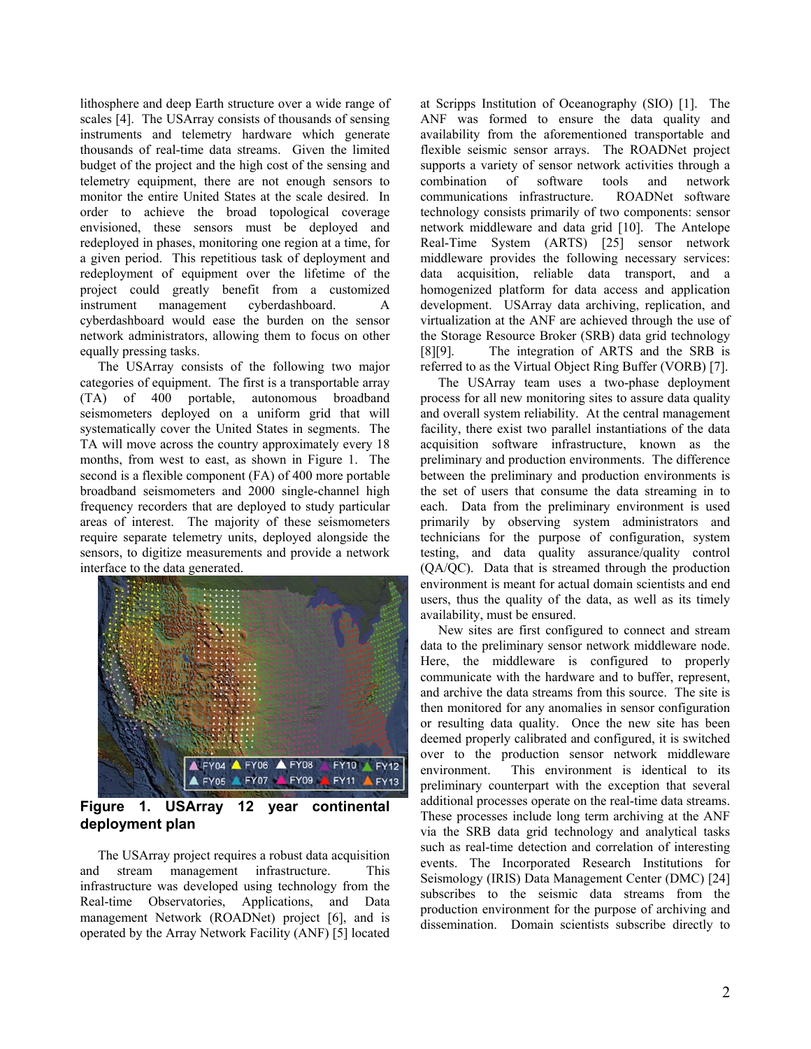lithosphere and deep Earth structure over a wide range of scales [4]. The USArray consists of thousands of sensing instruments and telemetry hardware which generate thousands of real-time data streams. Given the limited budget of the project and the high cost of the sensing and telemetry equipment, there are not enough sensors to monitor the entire United States at the scale desired. In order to achieve the broad topological coverage envisioned, these sensors must be deployed and redeployed in phases, monitoring one region at a time, for a given period. This repetitious task of deployment and redeployment of equipment over the lifetime of the project could greatly benefit from a customized instrument management cyberdashboard. A cyberdashboard would ease the burden on the sensor network administrators, allowing them to focus on other equally pressing tasks.

The USArray consists of the following two major categories of equipment. The first is a transportable array (TA) of 400 portable, autonomous broadband seismometers deployed on a uniform grid that will systematically cover the United States in segments. The TA will move across the country approximately every 18 months, from west to east, as shown in Figure 1. The second is a flexible component (FA) of 400 more portable broadband seismometers and 2000 single-channel high frequency recorders that are deployed to study particular areas of interest. The majority of these seismometers require separate telemetry units, deployed alongside the sensors, to digitize measurements and provide a network interface to the data generated.

**Figure 1. USArray 12 year continental deployment plan**

The USArray project requires a robust data acquisition and stream management infrastructure. This infrastructure was developed using technology from the Real-time Observatories, Applications, and Data management Network (ROADNet) project [6], and is operated by the Array Network Facility (ANF) [5] located at Scripps Institution of Oceanography (SIO) [1]. The ANF was formed to ensure the data quality and availability from the aforementioned transportable and flexible seismic sensor arrays. The ROADNet project supports a variety of sensor network activities through a combination of software tools and network communications infrastructure. ROADNet software technology consists primarily of two components: sensor network middleware and data grid [10]. The Antelope Real-Time System (ARTS) [25] sensor network middleware provides the following necessary services: data acquisition, reliable data transport, and a homogenized platform for data access and application development. USArray data archiving, replication, and virtualization at the ANF are achieved through the use of the Storage Resource Broker (SRB) data grid technology [8][9]. The integration of ARTS and the SRB is referred to as the Virtual Object Ring Buffer (VORB) [7].

The USArray team uses a two-phase deployment process for all new monitoring sites to assure data quality and overall system reliability. At the central management facility, there exist two parallel instantiations of the data acquisition software infrastructure, known as the preliminary and production environments. The difference between the preliminary and production environments is the set of users that consume the data streaming in to each. Data from the preliminary environment is used primarily by observing system administrators and technicians for the purpose of configuration, system testing, and data quality assurance/quality control (QA/QC). Data that is streamed through the production environment is meant for actual domain scientists and end users, thus the quality of the data, as well as its timely availability, must be ensured.

New sites are first configured to connect and stream data to the preliminary sensor network middleware node. Here, the middleware is configured to properly communicate with the hardware and to buffer, represent, and archive the data streams from this source. The site is then monitored for any anomalies in sensor configuration or resulting data quality. Once the new site has been deemed properly calibrated and configured, it is switched over to the production sensor network middleware environment. This environment is identical to its preliminary counterpart with the exception that several additional processes operate on the real-time data streams. These processes include long term archiving at the ANF via the SRB data grid technology and analytical tasks such as real-time detection and correlation of interesting events. The Incorporated Research Institutions for Seismology (IRIS) Data Management Center (DMC) [24] subscribes to the seismic data streams from the production environment for the purpose of archiving and dissemination. Domain scientists subscribe directly to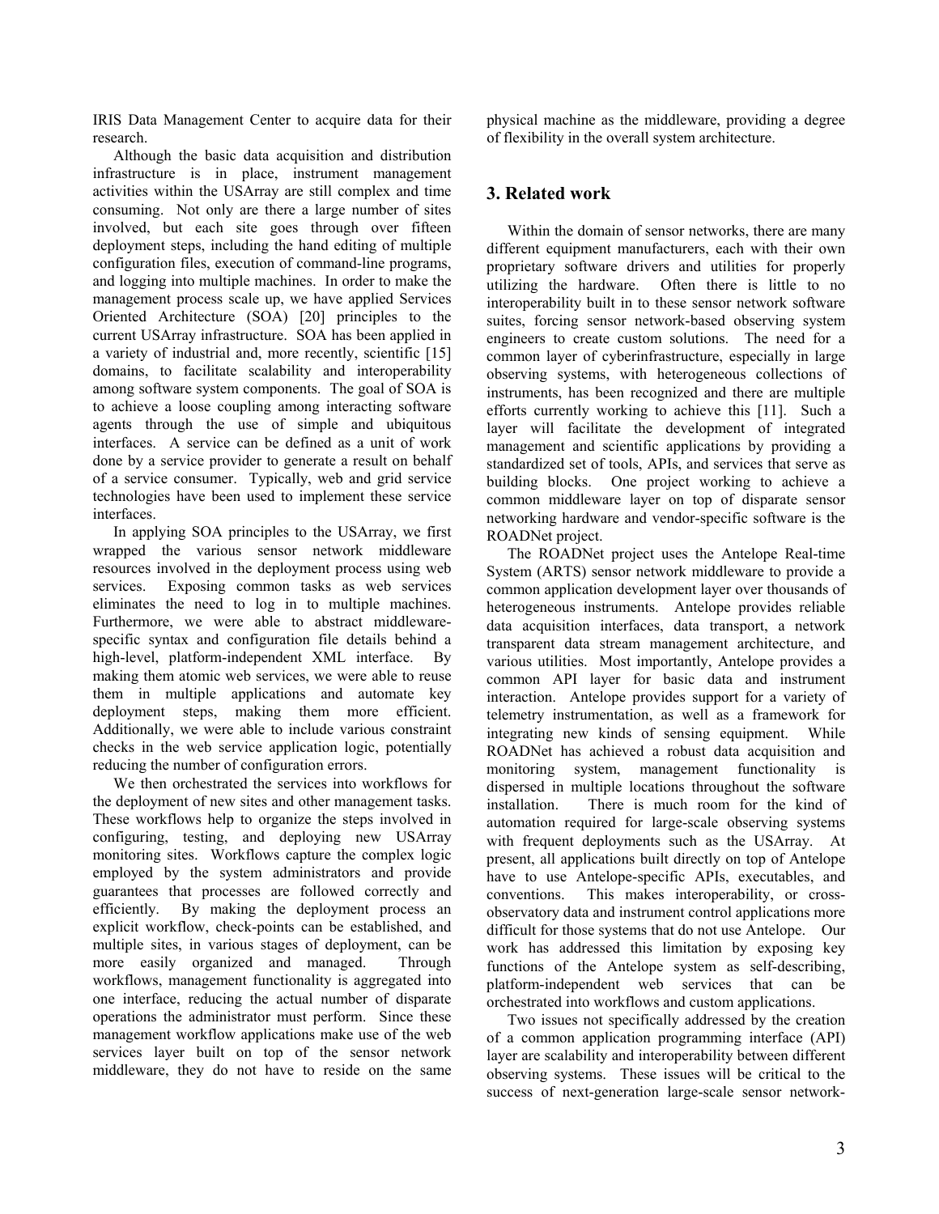IRIS Data Management Center to acquire data for their research.

Although the basic data acquisition and distribution infrastructure is in place, instrument management activities within the USArray are still complex and time consuming. Not only are there a large number of sites involved, but each site goes through over fifteen deployment steps, including the hand editing of multiple configuration files, execution of command-line programs, and logging into multiple machines. In order to make the management process scale up, we have applied Services Oriented Architecture (SOA) [20] principles to the current USArray infrastructure. SOA has been applied in a variety of industrial and, more recently, scientific [15] domains, to facilitate scalability and interoperability among software system components. The goal of SOA is to achieve a loose coupling among interacting software agents through the use of simple and ubiquitous interfaces. A service can be defined as a unit of work done by a service provider to generate a result on behalf of a service consumer. Typically, web and grid service technologies have been used to implement these service interfaces.

In applying SOA principles to the USArray, we first wrapped the various sensor network middleware resources involved in the deployment process using web services. Exposing common tasks as web services eliminates the need to log in to multiple machines. Furthermore, we were able to abstract middleware-specific syntax and configuration file details behind a high-level, platform-independent XML interface. By making them atomic web services, we were able to reuse them in multiple applications and automate key deployment steps, making them more efficient. Additionally, we were able to include various constraint checks in the web service application logic, potentially reducing the number of configuration errors.

We then orchestrated the services into workflows for the deployment of new sites and other management tasks. These workflows help to organize the steps involved in configuring, testing, and deploying new USArray monitoring sites. Workflows capture the complex logic employed by the system administrators and provide guarantees that processes are followed correctly and efficiently. By making the deployment process an explicit workflow, check-points can be established, and multiple sites, in various stages of deployment, can be more easily organized and managed. Through workflows, management functionality is aggregated into one interface, reducing the actual number of disparate operations the administrator must perform. Since these management workflow applications make use of the web services layer built on top of the sensor network middleware, they do not have to reside on the same physical machine as the middleware, providing a degree of flexibility in the overall system architecture.

## 3. Related work

Within the domain of sensor networks, there are many different equipment manufacturers, each with their own proprietary software drivers and utilities for properly utilizing the hardware. Often there is little to no interoperability built in to these sensor network software suites, forcing sensor network-based observing system engineers to create custom solutions. The need for a common layer of cyberinfrastructure, especially in large observing systems, with heterogeneous collections of instruments, has been recognized and there are multiple efforts currently working to achieve this [11]. Such a layer will facilitate the development of integrated management and scientific applications by providing a standardized set of tools, APIs, and services that serve as building blocks. One project working to achieve a common middleware layer on top of disparate sensor networking hardware and vendor-specific software is the ROADNet project.

The ROADNet project uses the Antelope Real-time System (ARTS) sensor network middleware to provide a common application development layer over thousands of heterogeneous instruments. Antelope provides reliable data acquisition interfaces, data transport, a network transparent data stream management architecture, and various utilities. Most importantly, Antelope provides a common API layer for basic data and instrument interaction. Antelope provides support for a variety of telemetry instrumentation, as well as a framework for integrating new kinds of sensing equipment. While ROADNet has achieved a robust data acquisition and monitoring system, management functionality is dispersed in multiple locations throughout the software installation. There is much room for the kind of automation required for large-scale observing systems with frequent deployments such as the USArray. At present, all applications built directly on top of Antelope have to use Antelope-specific APIs, executables, and conventions. This makes interoperability, or cross-observatory data and instrument control applications more difficult for those systems that do not use Antelope. Our work has addressed this limitation by exposing key functions of the Antelope system as self-describing, platform-independent web services that can be orchestrated into workflows and custom applications.

Two issues not specifically addressed by the creation of a common application programming interface (API) layer are scalability and interoperability between different observing systems. These issues will be critical to the success of next-generation large-scale sensor network-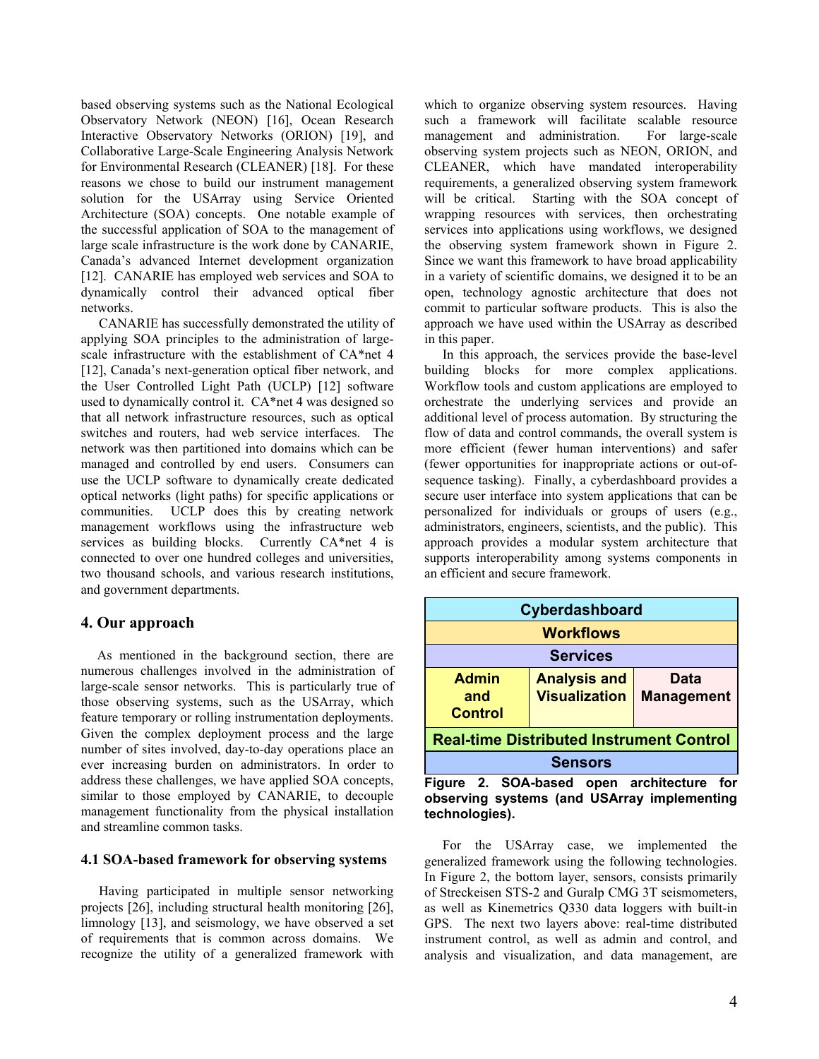based observing systems such as the National Ecological Observatory Network (NEON) [16], Ocean Research Interactive Observatory Networks (ORION) [19], and Collaborative Large-Scale Engineering Analysis Network for Environmental Research (CLEANER) [18]. For these reasons we chose to build our instrument management solution for the USArray using Service Oriented Architecture (SOA) concepts. One notable example of the successful application of SOA to the management of large scale infrastructure is the work done by CANARIE, Canada's advanced Internet development organization [12]. CANARIE has employed web services and SOA to dynamically control their advanced optical fiber networks.

CANARIE has successfully demonstrated the utility of applying SOA principles to the administration of large-scale infrastructure with the establishment of CA*net 4 [12], Canada's next-generation optical fiber network, and the User Controlled Light Path (UCLP) [12] software used to dynamically control it. CA*net 4 was designed so that all network infrastructure resources, such as optical switches and routers, had web service interfaces. The network was then partitioned into domains which can be managed and controlled by end users. Consumers can use the UCLP software to dynamically create dedicated optical networks (light paths) for specific applications or communities. UCLP does this by creating network management workflows using the infrastructure web services as building blocks. Currently CA*net 4 is connected to over one hundred colleges and universities, two thousand schools, and various research institutions, and government departments.

## 4. Our approach

As mentioned in the background section, there are numerous challenges involved in the administration of large-scale sensor networks. This is particularly true of those observing systems, such as the USArray, which feature temporary or rolling instrumentation deployments. Given the complex deployment process and the large number of sites involved, day-to-day operations place an ever increasing burden on administrators. In order to address these challenges, we have applied SOA concepts, similar to those employed by CANARIE, to decouple management functionality from the physical installation and streamline common tasks.

### 4.1 SOA-based framework for observing systems

Having participated in multiple sensor networking projects [26], including structural health monitoring [26], limnology [13], and seismology, we have observed a set of requirements that is common across domains. We recognize the utility of a generalized framework with which to organize observing system resources. Having such a framework will facilitate scalable resource management and administration. For large-scale observing system projects such as NEON, ORION, and CLEANER, which have mandated interoperability requirements, a generalized observing system framework will be critical. Starting with the SOA concept of wrapping resources with services, then orchestrating services into applications using workflows, we designed the observing system framework shown in Figure 2. Since we want this framework to have broad applicability in a variety of scientific domains, we designed it to be an open, technology agnostic architecture that does not commit to particular software products. This is also the approach we have used within the USArray as described in this paper.

In this approach, the services provide the base-level building blocks for more complex applications. Workflow tools and custom applications are employed to orchestrate the underlying services and provide an additional level of process automation. By structuring the flow of data and control commands, the overall system is more efficient (fewer human interventions) and safer (fewer opportunities for inappropriate actions or out-of-sequence tasking). Finally, a cyberdashboard provides a secure user interface into system applications that can be personalized for individuals or groups of users (e.g., administrators, engineers, scientists, and the public). This approach provides a modular system architecture that supports interoperability among systems components in an efficient and secure framework.

| Cyberdashboard | | |
|---|---|---|
| Workflows | | |
| Services | | |
| Admin and Control | Analysis and Visualization | Data Management |
| Real-time Distributed Instrument Control | | |
| Sensors | | |

**Figure 2. SOA-based open architecture for observing systems (and USArray implementing technologies).**

For the USArray case, we implemented the generalized framework using the following technologies. In Figure 2, the bottom layer, sensors, consists primarily of Streckeisen STS-2 and Guralp CMG 3T seismometers, as well as Kinemetrics Q330 data loggers with built-in GPS. The next two layers above: real-time distributed instrument control, as well as admin and control, and analysis and visualization, and data management, are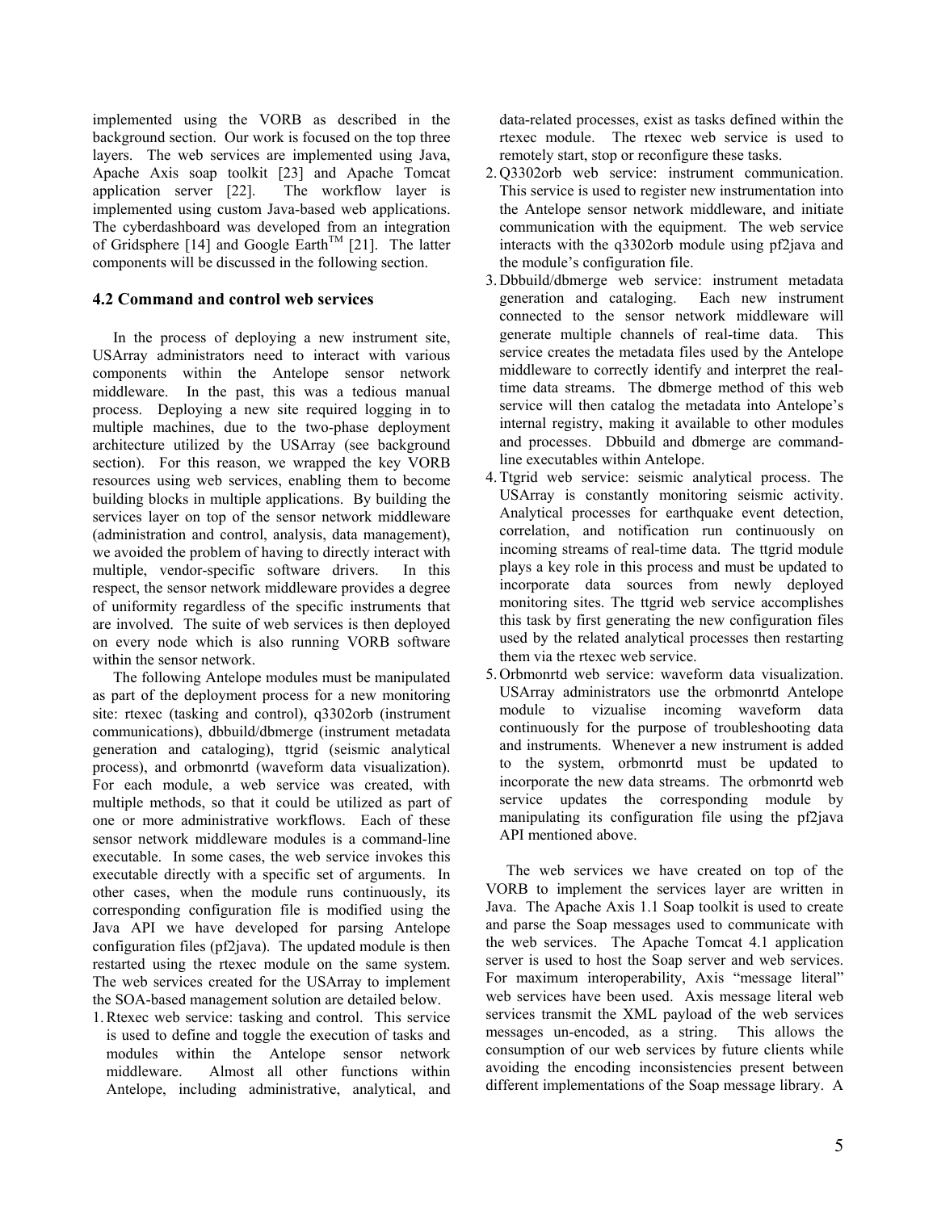implemented using the VORB as described in the background section. Our work is focused on the top three layers. The web services are implemented using Java, Apache Axis soap toolkit [23] and Apache Tomcat application server [22]. The workflow layer is implemented using custom Java-based web applications. The cyberdashboard was developed from an integration of Gridsphere [14] and Google Earth™ [21]. The latter components will be discussed in the following section.

### 4.2 Command and control web services

In the process of deploying a new instrument site, USArray administrators need to interact with various components within the Antelope sensor network middleware. In the past, this was a tedious manual process. Deploying a new site required logging in to multiple machines, due to the two-phase deployment architecture utilized by the USArray (see background section). For this reason, we wrapped the key VORB resources using web services, enabling them to become building blocks in multiple applications. By building the services layer on top of the sensor network middleware (administration and control, analysis, data management), we avoided the problem of having to directly interact with multiple, vendor-specific software drivers. In this respect, the sensor network middleware provides a degree of uniformity regardless of the specific instruments that are involved. The suite of web services is then deployed on every node which is also running VORB software within the sensor network.

The following Antelope modules must be manipulated as part of the deployment process for a new monitoring site: rtexec (tasking and control), q3302orb (instrument communications), dbbuild/dbmerge (instrument metadata generation and cataloging), ttgrid (seismic analytical process), and orbmonrtd (waveform data visualization). For each module, a web service was created, with multiple methods, so that it could be utilized as part of one or more administrative workflows. Each of these sensor network middleware modules is a command-line executable. In some cases, the web service invokes this executable directly with a specific set of arguments. In other cases, when the module runs continuously, its corresponding configuration file is modified using the Java API we have developed for parsing Antelope configuration files (pf2java). The updated module is then restarted using the rtexec module on the same system. The web services created for the USArray to implement the SOA-based management solution are detailed below.

1. Rtexec web service: tasking and control. This service is used to define and toggle the execution of tasks and modules within the Antelope sensor network middleware. Almost all other functions within Antelope, including administrative, analytical, and data-related processes, exist as tasks defined within the rtexec module. The rtexec web service is used to remotely start, stop or reconfigure these tasks.
2. Q3302orb web service: instrument communication. This service is used to register new instrumentation into the Antelope sensor network middleware, and initiate communication with the equipment. The web service interacts with the q3302orb module using pf2java and the module's configuration file.
3. Dbbuild/dbmerge web service: instrument metadata generation and cataloging. Each new instrument connected to the sensor network middleware will generate multiple channels of real-time data. This service creates the metadata files used by the Antelope middleware to correctly identify and interpret the real-time data streams. The dbmerge method of this web service will then catalog the metadata into Antelope's internal registry, making it available to other modules and processes. Dbbuild and dbmerge are command-line executables within Antelope.
4. Ttgrid web service: seismic analytical process. The USArray is constantly monitoring seismic activity. Analytical processes for earthquake event detection, correlation, and notification run continuously on incoming streams of real-time data. The ttgrid module plays a key role in this process and must be updated to incorporate data sources from newly deployed monitoring sites. The ttgrid web service accomplishes this task by first generating the new configuration files used by the related analytical processes then restarting them via the rtexec web service.
5. Orbmonrtd web service: waveform data visualization. USArray administrators use the orbmonrtd Antelope module to vizualise incoming waveform data continuously for the purpose of troubleshooting data and instruments. Whenever a new instrument is added to the system, orbmonrtd must be updated to incorporate the new data streams. The orbmonrtd web service updates the corresponding module by manipulating its configuration file using the pf2java API mentioned above.

The web services we have created on top of the VORB to implement the services layer are written in Java. The Apache Axis 1.1 Soap toolkit is used to create and parse the Soap messages used to communicate with the web services. The Apache Tomcat 4.1 application server is used to host the Soap server and web services. For maximum interoperability, Axis "message literal" web services have been used. Axis message literal web services transmit the XML payload of the web services messages un-encoded, as a string. This allows the consumption of our web services by future clients while avoiding the encoding inconsistencies present between different implementations of the Soap message library. A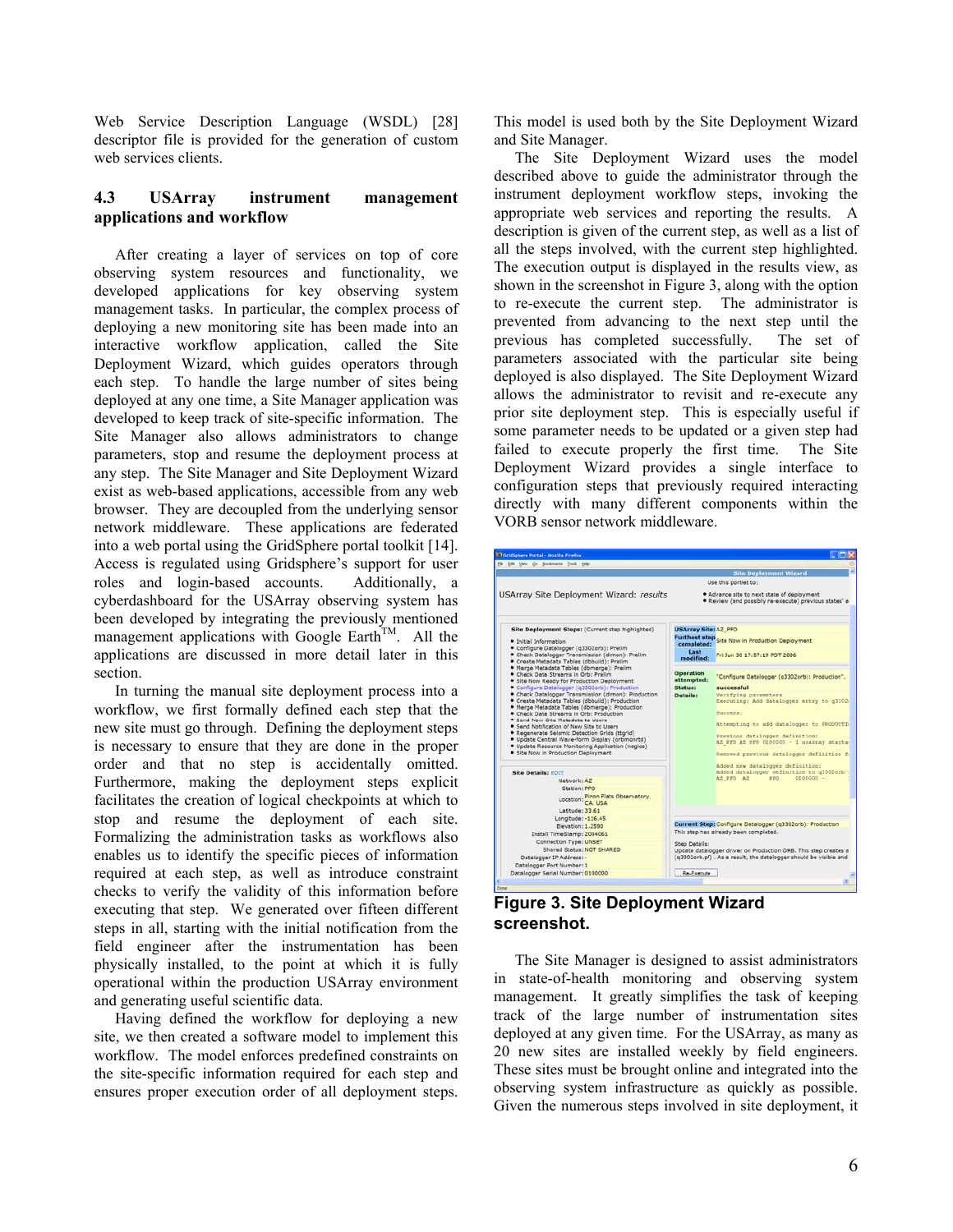Web Service Description Language (WSDL) [28] descriptor file is provided for the generation of custom web services clients.

### 4.3 USArray instrument management applications and workflow

After creating a layer of services on top of core observing system resources and functionality, we developed applications for key observing system management tasks. In particular, the complex process of deploying a new monitoring site has been made into an interactive workflow application, called the Site Deployment Wizard, which guides operators through each step. To handle the large number of sites being deployed at any one time, a Site Manager application was developed to keep track of site-specific information. The Site Manager also allows administrators to change parameters, stop and resume the deployment process at any step. The Site Manager and Site Deployment Wizard exist as web-based applications, accessible from any web browser. They are decoupled from the underlying sensor network middleware. These applications are federated into a web portal using the GridSphere portal toolkit [14]. Access is regulated using Gridsphere's support for user roles and login-based accounts. Additionally, a cyberdashboard for the USArray observing system has been developed by integrating the previously mentioned management applications with Google Earth™. All the applications are discussed in more detail later in this section.

In turning the manual site deployment process into a workflow, we first formally defined each step that the new site must go through. Defining the deployment steps is necessary to ensure that they are done in the proper order and that no step is accidentally omitted. Furthermore, making the deployment steps explicit facilitates the creation of logical checkpoints at which to stop and resume the deployment of each site. Formalizing the administration tasks as workflows also enables us to identify the specific pieces of information required at each step, as well as introduce constraint checks to verify the validity of this information before executing that step. We generated over fifteen different steps in all, starting with the initial notification from the field engineer after the instrumentation has been physically installed, to the point at which it is fully operational within the production USArray environment and generating useful scientific data.

Having defined the workflow for deploying a new site, we then created a software model to implement this workflow. The model enforces predefined constraints on the site-specific information required for each step and ensures proper execution order of all deployment steps. This model is used both by the Site Deployment Wizard and Site Manager.

The Site Deployment Wizard uses the model described above to guide the administrator through the instrument deployment workflow steps, invoking the appropriate web services and reporting the results. A description is given of the current step, as well as a list of all the steps involved, with the current step highlighted. The execution output is displayed in the results view, as shown in the screenshot in Figure 3, along with the option to re-execute the current step. The administrator is prevented from advancing to the next step until the previous has completed successfully. The set of parameters associated with the particular site being deployed is also displayed. The Site Deployment Wizard allows the administrator to revisit and re-execute any prior site deployment step. This is especially useful if some parameter needs to be updated or a given step had failed to execute properly the first time. The Site Deployment Wizard provides a single interface to configuration steps that previously required interacting directly with many different components within the VORB sensor network middleware.

**Figure 3. Site Deployment Wizard screenshot.**

The Site Manager is designed to assist administrators in state-of-health monitoring and observing system management. It greatly simplifies the task of keeping track of the large number of instrumentation sites deployed at any given time. For the USArray, as many as 20 new sites are installed weekly by field engineers. These sites must be brought online and integrated into the observing system infrastructure as quickly as possible. Given the numerous steps involved in site deployment, it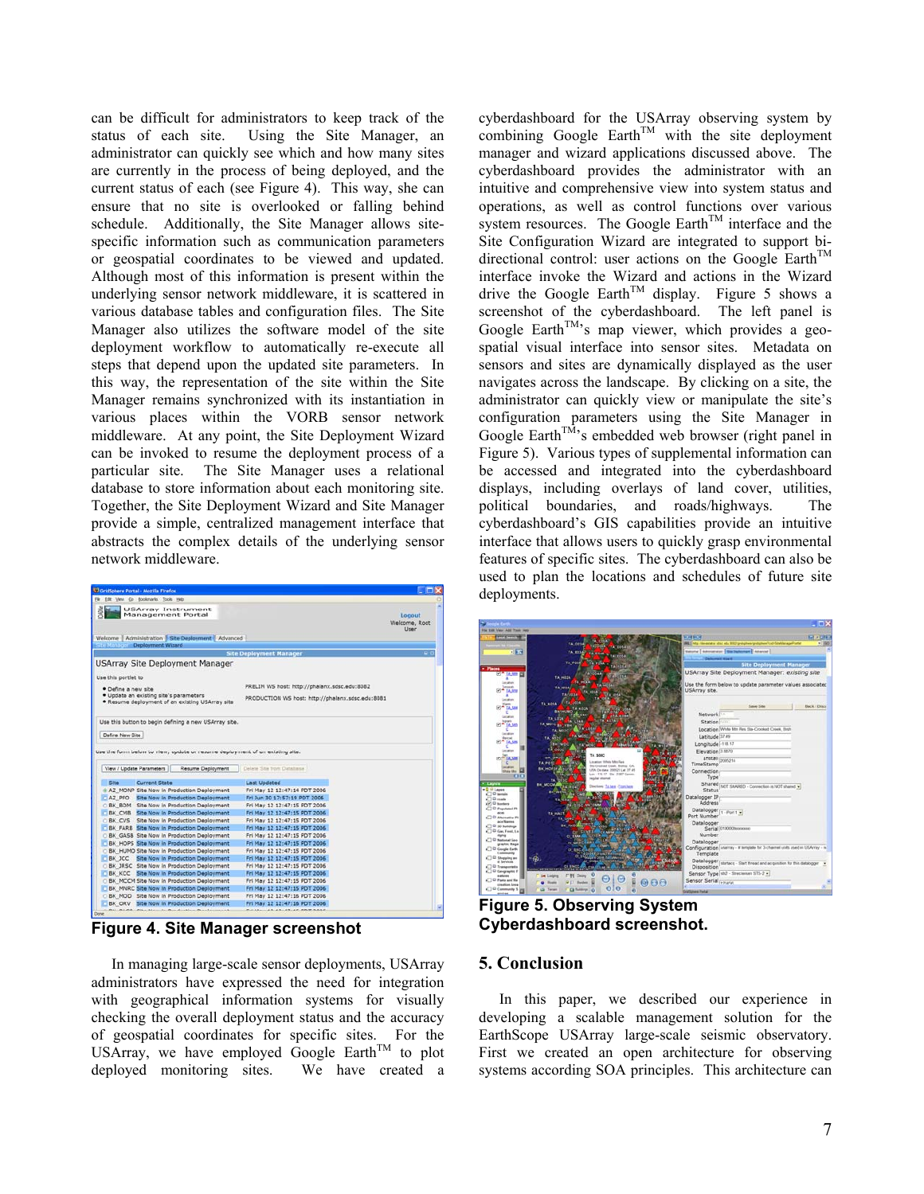can be difficult for administrators to keep track of the status of each site. Using the Site Manager, an administrator can quickly see which and how many sites are currently in the process of being deployed, and the current status of each (see Figure 4). This way, she can ensure that no site is overlooked or falling behind schedule. Additionally, the Site Manager allows site-specific information such as communication parameters or geospatial coordinates to be viewed and updated. Although most of this information is present within the underlying sensor network middleware, it is scattered in various database tables and configuration files. The Site Manager also utilizes the software model of the site deployment workflow to automatically re-execute all steps that depend upon the updated site parameters. In this way, the representation of the site within the Site Manager remains synchronized with its instantiation in various places within the VORB sensor network middleware. At any point, the Site Deployment Wizard can be invoked to resume the deployment process of a particular site. The Site Manager uses a relational database to store information about each monitoring site. Together, the Site Deployment Wizard and Site Manager provide a simple, centralized management interface that abstracts the complex details of the underlying sensor network middleware.

**Figure 4. Site Manager screenshot**

In managing large-scale sensor deployments, USArray administrators have expressed the need for integration with geographical information systems for visually checking the overall deployment status and the accuracy of geospatial coordinates for specific sites. For the USArray, we have employed Google Earth™ to plot deployed monitoring sites. We have created a cyberdashboard for the USArray observing system by combining Google Earth™ with the site deployment manager and wizard applications discussed above. The cyberdashboard provides the administrator with an intuitive and comprehensive view into system status and operations, as well as control functions over various system resources. The Google Earth™ interface and the Site Configuration Wizard are integrated to support bi-directional control: user actions on the Google Earth™ interface invoke the Wizard and actions in the Wizard drive the Google Earth™ display. Figure 5 shows a screenshot of the cyberdashboard. The left panel is Google Earth™'s map viewer, which provides a geo-spatial visual interface into sensor sites. Metadata on sensors and sites are dynamically displayed as the user navigates across the landscape. By clicking on a site, the administrator can quickly view or manipulate the site's configuration parameters using the Site Manager in Google Earth™'s embedded web browser (right panel in Figure 5). Various types of supplemental information can be accessed and integrated into the cyberdashboard displays, including overlays of land cover, utilities, political boundaries, and roads/highways. The cyberdashboard's GIS capabilities provide an intuitive interface that allows users to quickly grasp environmental features of specific sites. The cyberdashboard can also be used to plan the locations and schedules of future site deployments.

**Figure 5. Observing System Cyberdashboard screenshot.**

## 5. Conclusion

In this paper, we described our experience in developing a scalable management solution for the EarthScope USArray large-scale seismic observatory. First we created an open architecture for observing systems according SOA principles. This architecture can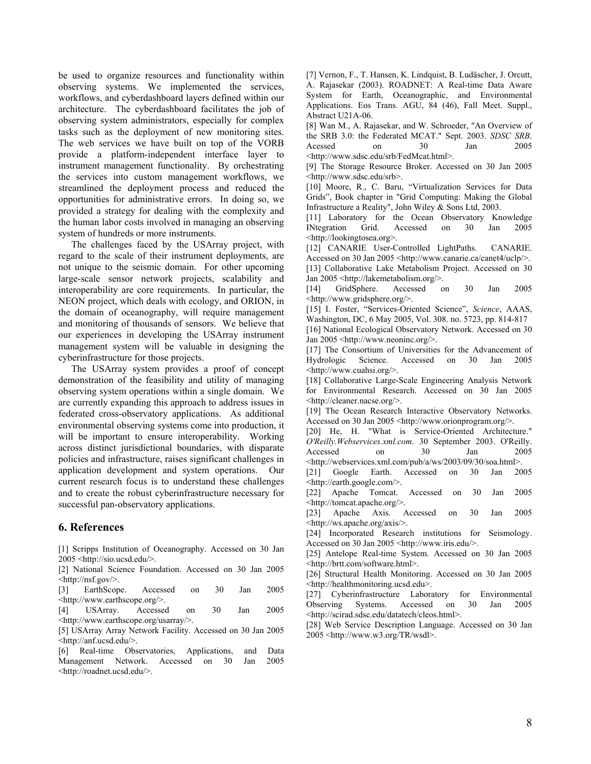be used to organize resources and functionality within observing systems. We implemented the services, workflows, and cyberdashboard layers defined within our architecture. The cyberdashboard facilitates the job of observing system administrators, especially for complex tasks such as the deployment of new monitoring sites. The web services we have built on top of the VORB provide a platform-independent interface layer to instrument management functionality. By orchestrating the services into custom management workflows, we streamlined the deployment process and reduced the opportunities for administrative errors. In doing so, we provided a strategy for dealing with the complexity and the human labor costs involved in managing an observing system of hundreds or more instruments.

The challenges faced by the USArray project, with regard to the scale of their instrument deployments, are not unique to the seismic domain. For other upcoming large-scale sensor network projects, scalability and interoperability are core requirements. In particular, the NEON project, which deals with ecology, and ORION, in the domain of oceanography, will require management and monitoring of thousands of sensors. We believe that our experiences in developing the USArray instrument management system will be valuable in designing the cyberinfrastructure for those projects.

The USArray system provides a proof of concept demonstration of the feasibility and utility of managing observing system operations within a single domain. We are currently expanding this approach to address issues in federated cross-observatory applications. As additional environmental observing systems come into production, it will be important to ensure interoperability. Working across distinct jurisdictional boundaries, with disparate policies and infrastructure, raises significant challenges in application development and system operations. Our current research focus is to understand these challenges and to create the robust cyberinfrastructure necessary for successful pan-observatory applications.

## 6. References

[1] Scripps Institution of Oceanography. Accessed on 30 Jan 2005 <http://sio.ucsd.edu/>.

[2] National Science Foundation. Accessed on 30 Jan 2005 <http://nsf.gov/>.

[3] EarthScope. Accessed on 30 Jan 2005 <http://www.earthscope.org/>.

[4] USArray. Accessed on 30 Jan 2005 <http://www.earthscope.org/usarray/>.

[5] USArray Array Network Facility. Accessed on 30 Jan 2005 <http://anf.ucsd.edu/>.

[6] Real-time Observatories, Applications, and Data Management Network. Accessed on 30 Jan 2005 <http://roadnet.ucsd.edu/>.

[7] Vernon, F., T. Hansen, K. Lindquist, B. Ludäscher, J. Orcutt, A. Rajasekar (2003). ROADNET: A Real-time Data Aware System for Earth, Oceanographic, and Environmental Applications. Eos Trans. AGU, 84 (46), Fall Meet. Suppl., Abstract U21A-06.

[8] Wan M., A. Rajasekar, and W. Schroeder, "An Overview of the SRB 3.0: the Federated MCAT." Sept. 2003. *SDSC SRB*. Acessed on 30 Jan 2005 <http://www.sdsc.edu/srb/FedMcat.html>.

[9] The Storage Resource Broker. Accessed on 30 Jan 2005 <http://www.sdsc.edu/srb>.

[10] Moore, R., C. Baru, "Virtualization Services for Data Grids", Book chapter in "Grid Computing: Making the Global Infrastructure a Reality", John Wiley & Sons Ltd, 2003.

[11] Laboratory for the Ocean Observatory Knowledge INtegration Grid. Accessed on 30 Jan 2005 <http://lookingtosea.org>.

[12] CANARIE User-Controlled LightPaths. CANARIE. Accessed on 30 Jan 2005 <http://www.canarie.ca/canet4/uclp/>.

[13] Collaborative Lake Metabolism Project. Accessed on 30 Jan 2005 <http://lakemetabolism.org/>.

[14] GridSphere. Accessed on 30 Jan 2005 <http://www.gridsphere.org/>.

[15] I. Foster, "Services-Oriented Science", *Science*, AAAS, Washington, DC, 6 May 2005, Vol. 308. no. 5723, pp. 814-817

[16] National Ecological Observatory Network. Accessed on 30 Jan 2005 <http://www.neoninc.org/>.

[17] The Consortium of Universities for the Advancement of Hydrologic Science. Accessed on 30 Jan 2005 <http://www.cuahsi.org/>.

[18] Collaborative Large-Scale Engineering Analysis Network for Environmental Research. Accessed on 30 Jan 2005 <http://cleaner.nacse.org/>.

[19] The Ocean Research Interactive Observatory Networks. Accessed on 30 Jan 2005 <http://www.orionprogram.org/>.

[20] He, H. "What is Service-Oriented Architecture." *O'Reilly.Webservices.xml.com*. 30 September 2003. O'Reilly. Accessed on 30 Jan 2005 <http://webservices.xml.com/pub/a/ws/2003/09/30/soa.html>.

[21] Google Earth. Accessed on 30 Jan 2005 <http://earth.google.com/>.

[22] Apache Tomcat. Accessed on 30 Jan 2005 <http://tomcat.apache.org/>.

[23] Apache Axis. Accessed on 30 Jan 2005 <http://ws.apache.org/axis/>.

[24] Incorporated Research institutions for Seismology. Accessed on 30 Jan 2005 <http://www.iris.edu/>.

[25] Antelope Real-time System. Accessed on 30 Jan 2005 <http://brtt.com/software.html>.

[26] Structural Health Monitoring. Accessed on 30 Jan 2005 <http://healthmonitoring.ucsd.edu>.

[27] Cyberinfrastructure Laboratory for Environmental Observing Systems. Accessed on 30 Jan 2005 <http://scirad.sdsc.edu/datatech/cleos.html>.

[28] Web Service Description Language. Accessed on 30 Jan 2005 <http://www.w3.org/TR/wsdl>.